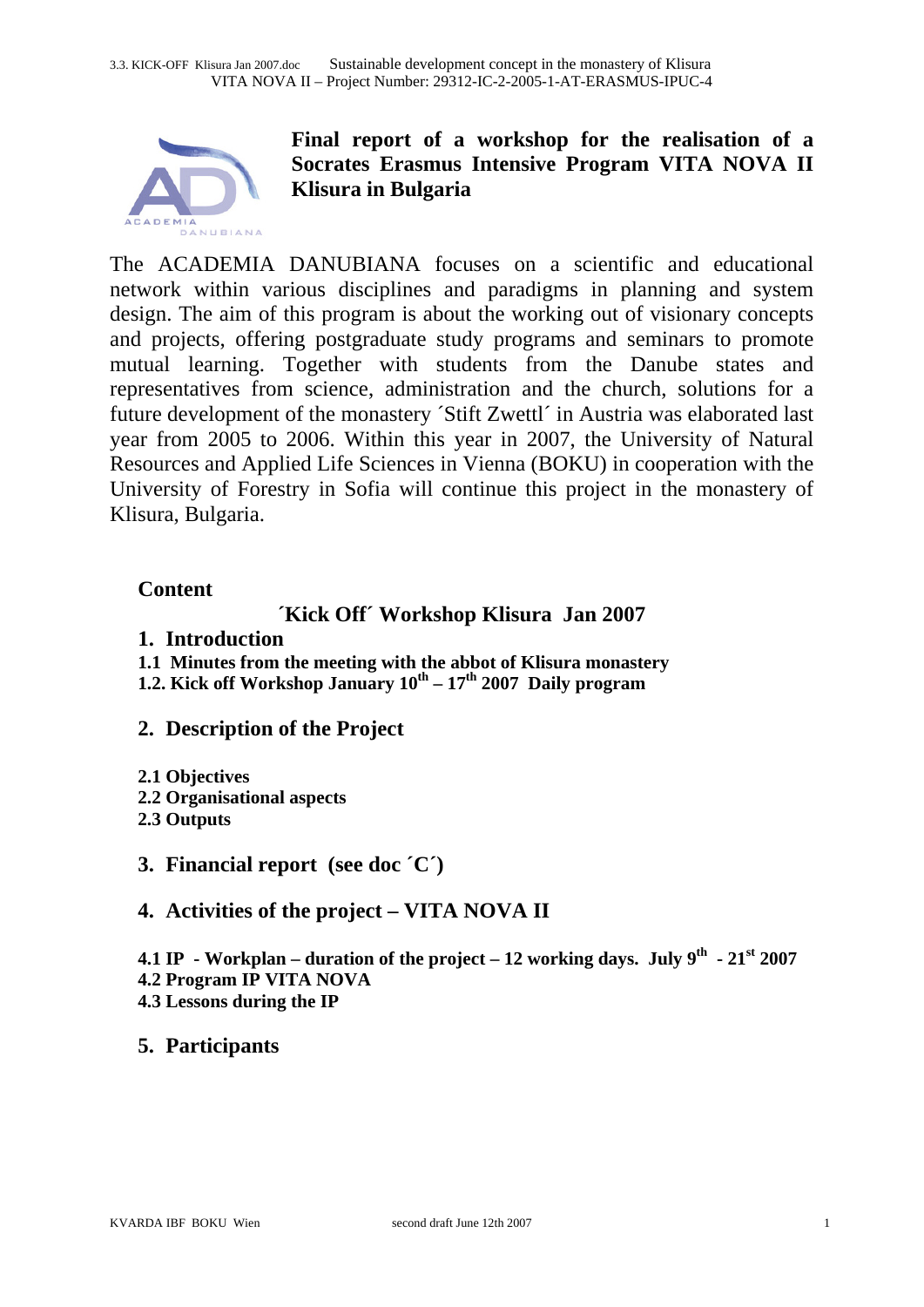# Final report of a workshop for the realisation of a Socrates Erasmus Intensive Program VITA NOVA II Klisura in Bulgaria

The ACADEMIA DANUBIANA focuses on a scientific and educational network within various disciplines and paradigms in planning and system design. The aim of this program is about the working out of visionary concepts and projects, offering postgraduate study programs and seminars to promote mutual learning. Together with students from the Danube states and representatives from science, administration and the church, solutions for a future development of the monastery ´Stift Zwettl´ in Austria was elaborated last year from 2005 to 2006. Within this year in 2007, the University of Natural Resources and Applied Life Sciences in Vienna (BOKU) in cooperation with the University of Forestry in Sofia will continue this project in the monastery of Klisura, Bulgaria.

## Content

### ´Kick Off´ Workshop Klisura Jan 2007

**1. Introduction**

**1.1 Minutes from the meeting with the abbot of Klisura monastery**

**1.2. Kick off Workshop January 10th – 17th 2007 Daily program**

**2. Description of the Project**

**2.1 Objectives**

**2.2 Organisational aspects**

**2.3 Outputs**

**3. Financial report (see doc ´C´)**

**4. Activities of the project – VITA NOVA II**

**4.1 IP - Workplan – duration of the project – 12 working days. July 9th - 21st 2007**

**4.2 Program IP VITA NOVA**

**4.3 Lessons during the IP**

**5. Participants**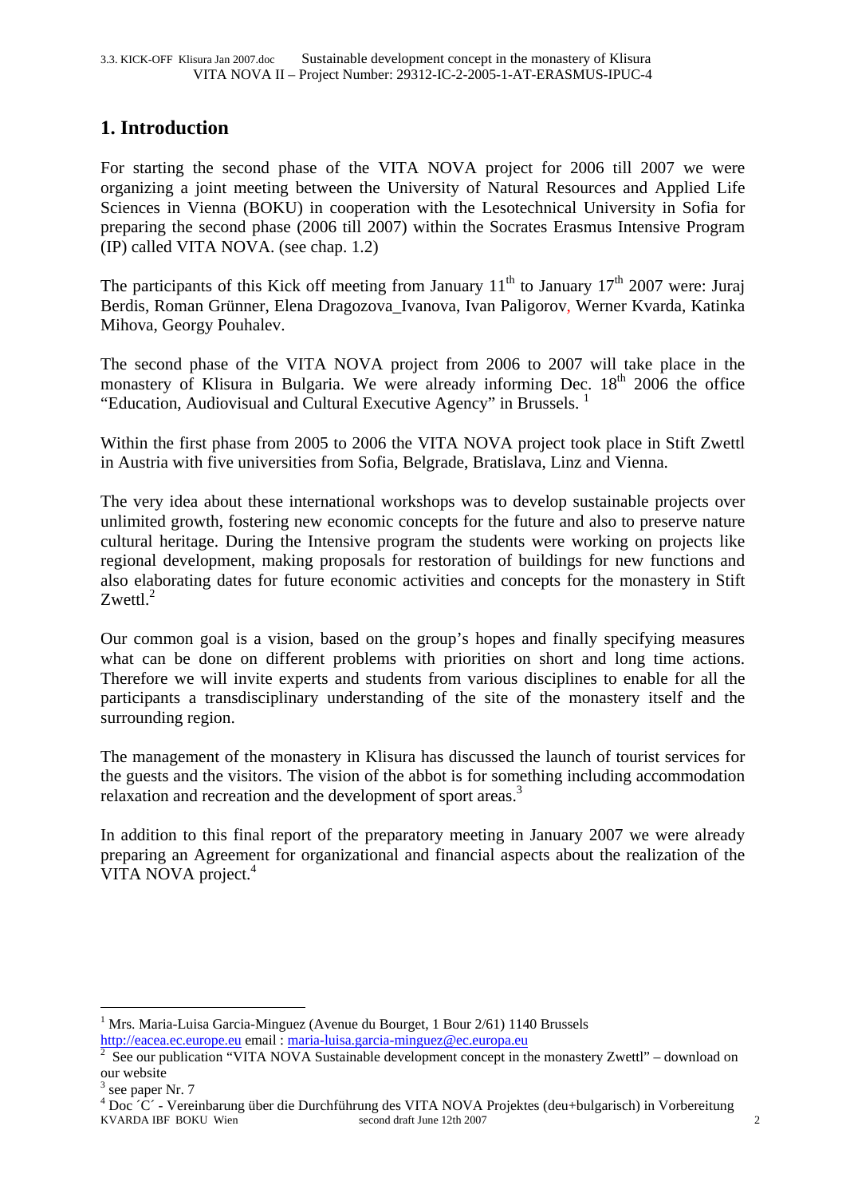## 1. Introduction

For starting the second phase of the VITA NOVA project for 2006 till 2007 we were organizing a joint meeting between the University of Natural Resources and Applied Life Sciences in Vienna (BOKU) in cooperation with the Lesotechnical University in Sofia for preparing the second phase (2006 till 2007) within the Socrates Erasmus Intensive Program (IP) called VITA NOVA. (see chap. 1.2)

The participants of this Kick off meeting from January 11th to January 17th 2007 were: Juraj Berdis, Roman Grünner, Elena Dragozova_Ivanova, Ivan Paligorov, Werner Kvarda, Katinka Mihova, Georgy Pouhalev.

The second phase of the VITA NOVA project from 2006 to 2007 will take place in the monastery of Klisura in Bulgaria. We were already informing Dec. 18th 2006 the office "Education, Audiovisual and Cultural Executive Agency" in Brussels. [1]

Within the first phase from 2005 to 2006 the VITA NOVA project took place in Stift Zwettl in Austria with five universities from Sofia, Belgrade, Bratislava, Linz and Vienna.

The very idea about these international workshops was to develop sustainable projects over unlimited growth, fostering new economic concepts for the future and also to preserve nature cultural heritage. During the Intensive program the students were working on projects like regional development, making proposals for restoration of buildings for new functions and also elaborating dates for future economic activities and concepts for the monastery in Stift Zwettl.[2]

Our common goal is a vision, based on the group's hopes and finally specifying measures what can be done on different problems with priorities on short and long time actions. Therefore we will invite experts and students from various disciplines to enable for all the participants a transdisciplinary understanding of the site of the monastery itself and the surrounding region.

The management of the monastery in Klisura has discussed the launch of tourist services for the guests and the visitors. The vision of the abbot is for something including accommodation relaxation and recreation and the development of sport areas.[3]

In addition to this final report of the preparatory meeting in January 2007 we were already preparing an Agreement for organizational and financial aspects about the realization of the VITA NOVA project.[4]

---

[1] Mrs. Maria-Luisa Garcia-Minguez (Avenue du Bourget, 1 Bour 2/61) 1140 Brussels http://eacea.ec.europe.eu email : maria-luisa.garcia-minguez@ec.europa.eu

[2] See our publication "VITA NOVA Sustainable development concept in the monastery Zwettl" – download on our website

[3] see paper Nr. 7

[4] Doc ´C´ - Vereinbarung über die Durchführung des VITA NOVA Projektes (deu+bulgarisch) in Vorbereitung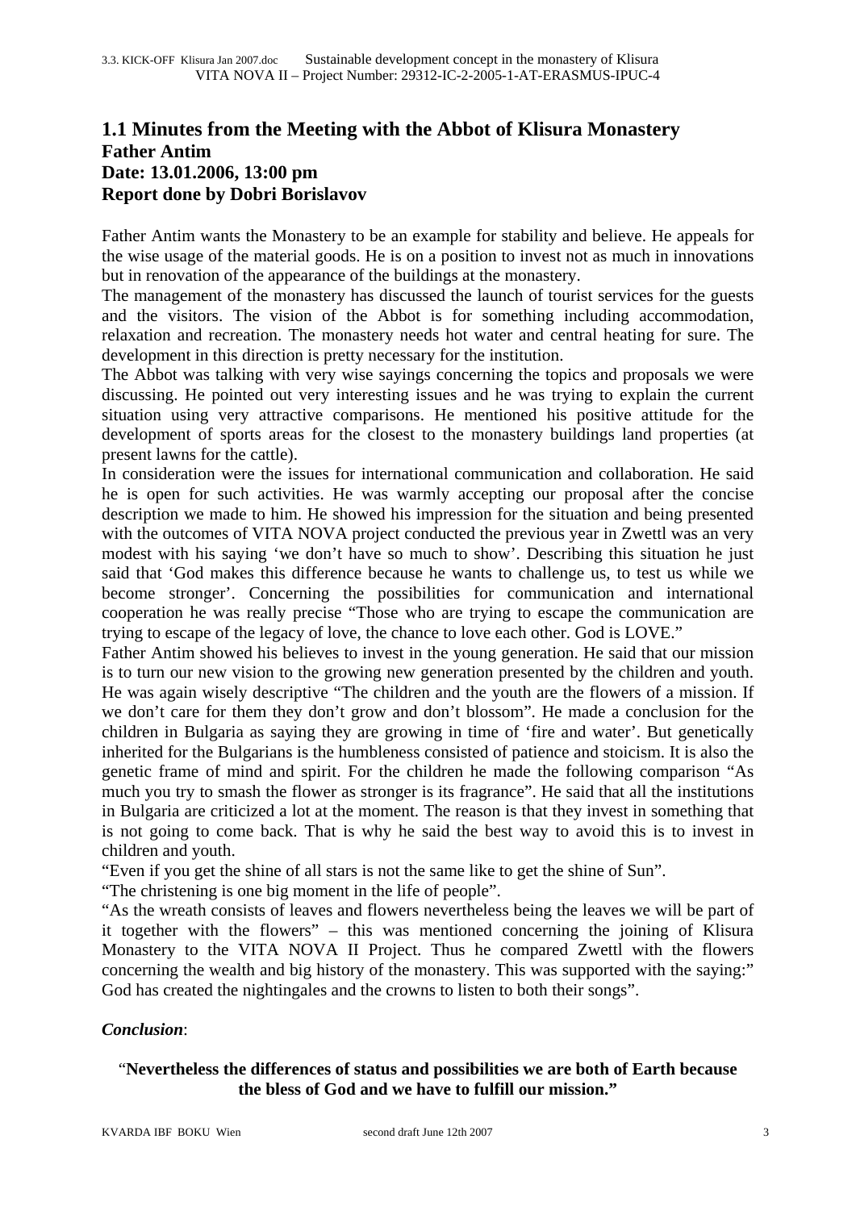# 1.1 Minutes from the Meeting with the Abbot of Klisura Monastery Father Antim Date: 13.01.2006, 13:00 pm Report done by Dobri Borislavov

Father Antim wants the Monastery to be an example for stability and believe. He appeals for the wise usage of the material goods. He is on a position to invest not as much in innovations but in renovation of the appearance of the buildings at the monastery.

The management of the monastery has discussed the launch of tourist services for the guests and the visitors. The vision of the Abbot is for something including accommodation, relaxation and recreation. The monastery needs hot water and central heating for sure. The development in this direction is pretty necessary for the institution.

The Abbot was talking with very wise sayings concerning the topics and proposals we were discussing. He pointed out very interesting issues and he was trying to explain the current situation using very attractive comparisons. He mentioned his positive attitude for the development of sports areas for the closest to the monastery buildings land properties (at present lawns for the cattle).

In consideration were the issues for international communication and collaboration. He said he is open for such activities. He was warmly accepting our proposal after the concise description we made to him. He showed his impression for the situation and being presented with the outcomes of VITA NOVA project conducted the previous year in Zwettl was an very modest with his saying 'we don't have so much to show'. Describing this situation he just said that 'God makes this difference because he wants to challenge us, to test us while we become stronger'. Concerning the possibilities for communication and international cooperation he was really precise "Those who are trying to escape the communication are trying to escape of the legacy of love, the chance to love each other. God is LOVE."

Father Antim showed his believes to invest in the young generation. He said that our mission is to turn our new vision to the growing new generation presented by the children and youth. He was again wisely descriptive "The children and the youth are the flowers of a mission. If we don't care for them they don't grow and don't blossom". He made a conclusion for the children in Bulgaria as saying they are growing in time of 'fire and water'. But genetically inherited for the Bulgarians is the humbleness consisted of patience and stoicism. It is also the genetic frame of mind and spirit. For the children he made the following comparison "As much you try to smash the flower as stronger is its fragrance". He said that all the institutions in Bulgaria are criticized a lot at the moment. The reason is that they invest in something that is not going to come back. That is why he said the best way to avoid this is to invest in children and youth.

"Even if you get the shine of all stars is not the same like to get the shine of Sun".

"The christening is one big moment in the life of people".

"As the wreath consists of leaves and flowers nevertheless being the leaves we will be part of it together with the flowers" – this was mentioned concerning the joining of Klisura Monastery to the VITA NOVA II Project. Thus he compared Zwettl with the flowers concerning the wealth and big history of the monastery. This was supported with the saying:" God has created the nightingales and the crowns to listen to both their songs".

***Conclusion***:

"**Nevertheless the differences of status and possibilities we are both of Earth because the bless of God and we have to fulfill our mission."**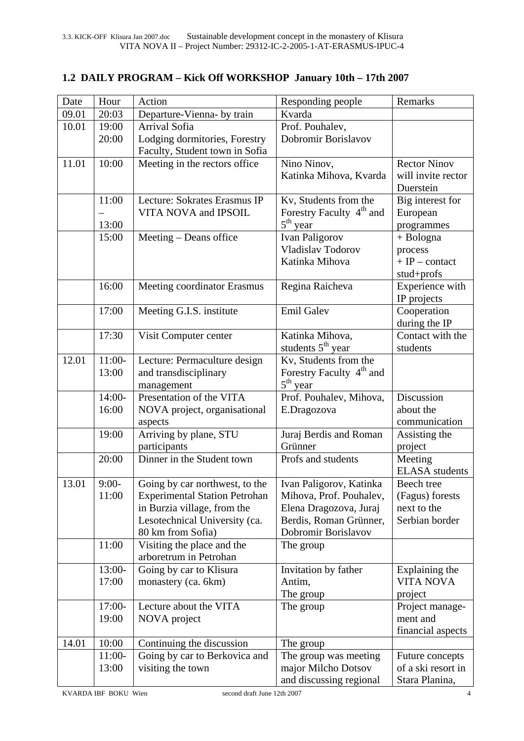## 1.2 DAILY PROGRAM – Kick Off WORKSHOP January 10th – 17th 2007

| Date | Hour | Action | Responding people | Remarks |
|---|---|---|---|---|
| 09.01 | 20:03 | Departure-Vienna- by train | Kvarda | |
| 10.01 | 19:00<br>20:00 | Arrival Sofia<br>Lodging dormitories, Forestry Faculty, Student town in Sofia | Prof. Pouhalev, Dobromir Borislavov | |
| 11.01 | 10:00 | Meeting in the rectors office | Nino Ninov, Katinka Mihova, Kvarda | Rector Ninov will invite rector Duerstein |
| | 11:00 – 13:00 | Lecture: Sokrates Erasmus IP VITA NOVA and IPSOIL | Kv, Students from the Forestry Faculty 4th and 5th year | Big interest for European programmes |
| | 15:00 | Meeting – Deans office | Ivan Paligorov<br>Vladislav Todorov<br>Katinka Mihova | + Bologna process<br>+ IP – contact stud+profs |
| | 16:00 | Meeting coordinator Erasmus | Regina Raicheva | Experience with IP projects |
| | 17:00 | Meeting G.I.S. institute | Emil Galev | Cooperation during the IP |
| | 17:30 | Visit Computer center | Katinka Mihova, students 5th year | Contact with the students |
| 12.01 | 11:00-13:00 | Lecture: Permaculture design and transdisciplinary management | Kv, Students from the Forestry Faculty 4th and 5th year | |
| | 14:00-16:00 | Presentation of the VITA NOVA project, organisational aspects | Prof. Pouhalev, Mihova, E.Dragozova | Discussion about the communication |
| | 19:00 | Arriving by plane, STU participants | Juraj Berdis and Roman Grünner | Assisting the project |
| | 20:00 | Dinner in the Student town | Profs and students | Meeting ELASA students |
| 13.01 | 9:00-11:00 | Going by car northwest, to the Experimental Station Petrohan in Burzia village, from the Lesotechnical University (ca. 80 km from Sofia) | Ivan Paligorov, Katinka Mihova, Prof. Pouhalev, Elena Dragozova, Juraj Berdis, Roman Grünner, Dobromir Borislavov | Beech tree (Fagus) forests next to the Serbian border |
| | 11:00 | Visiting the place and the arboretrum in Petrohan | The group | |
| | 13:00-17:00 | Going by car to Klisura monastery (ca. 6km) | Invitation by father Antim,<br>The group | Explaining the VITA NOVA project |
| | 17:00-19:00 | Lecture about the VITA NOVA project | The group | Project management and financial aspects |
| 14.01 | 10:00 | Continuing the discussion | The group | |
| | 11:00-13:00 | Going by car to Berkovica and visiting the town | The group was meeting major Milcho Dotsov and discussing regional | Future concepts of a ski resort in Stara Planina, |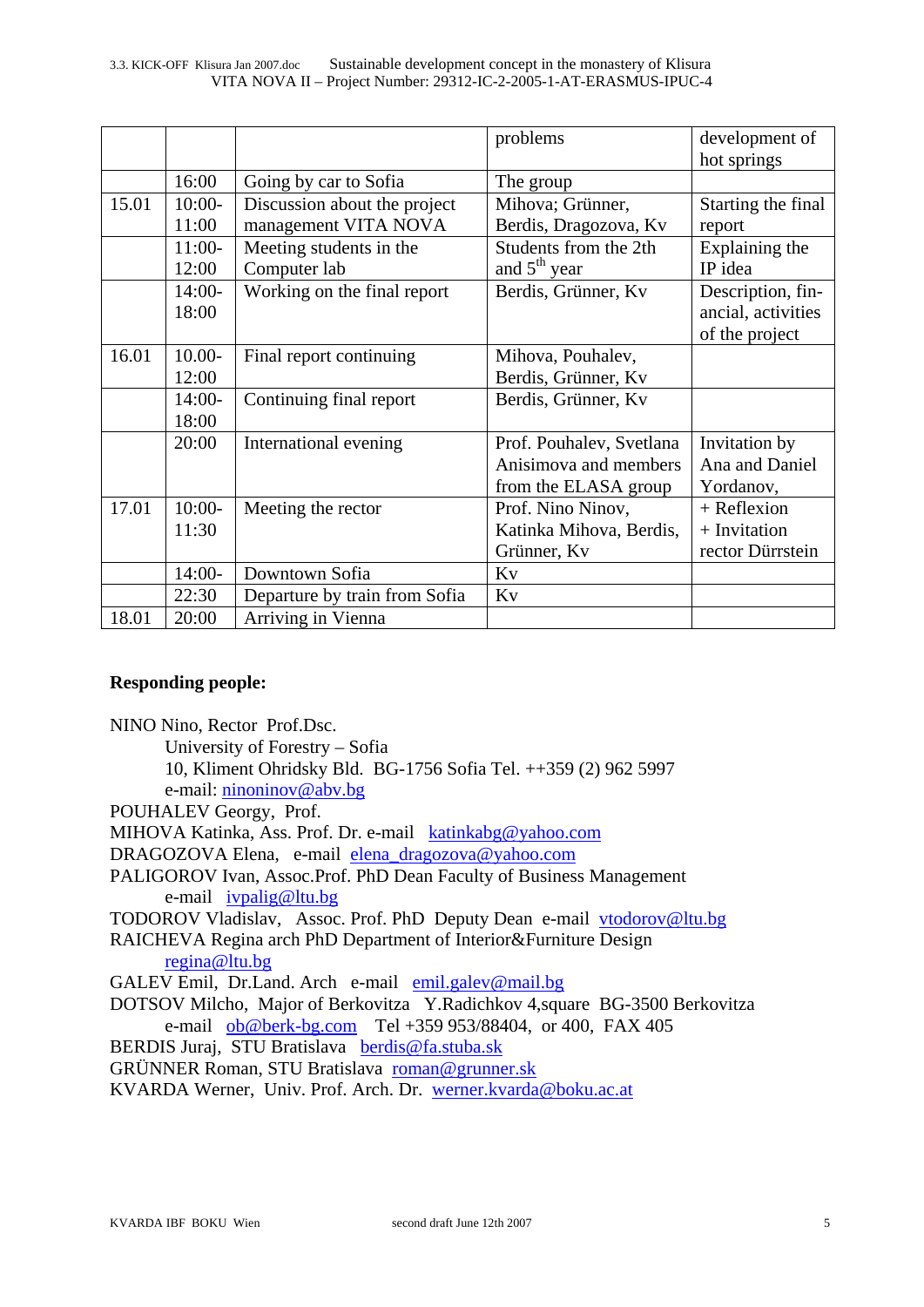| | | | problems | development of hot springs |
|---|---|---|---|---|
| | 16:00 | Going by car to Sofia | The group | |
| 15.01 | 10:00-11:00 | Discussion about the project management VITA NOVA | Mihova; Grünner, Berdis, Dragozova, Kv | Starting the final report |
| | 11:00-12:00 | Meeting students in the Computer lab | Students from the 2th and 5th year | Explaining the IP idea |
| | 14:00-18:00 | Working on the final report | Berdis, Grünner, Kv | Description, financial, activities of the project |
| 16.01 | 10.00-12:00 | Final report continuing | Mihova, Pouhalev, Berdis, Grünner, Kv | |
| | 14:00-18:00 | Continuing final report | Berdis, Grünner, Kv | |
| | 20:00 | International evening | Prof. Pouhalev, Svetlana Anisimova and members from the ELASA group | Invitation by Ana and Daniel Yordanov, |
| 17.01 | 10:00-11:30 | Meeting the rector | Prof. Nino Ninov, Katinka Mihova, Berdis, Grünner, Kv | + Reflexion + Invitation rector Dürrstein |
| | 14:00- | Downtown Sofia | Kv | |
| | 22:30 | Departure by train from Sofia | Kv | |
| 18.01 | 20:00 | Arriving in Vienna | | |

**Responding people:**

NINO Nino, Rector Prof.Dsc.
University of Forestry – Sofia
10, Kliment Ohridsky Bld. BG-1756 Sofia Tel. ++359 (2) 962 5997
e-mail: ninoninov@abv.bg

POUHALEV Georgy, Prof.

MIHOVA Katinka, Ass. Prof. Dr. e-mail katinkabg@yahoo.com

DRAGOZOVA Elena, e-mail elena_dragozova@yahoo.com

PALIGOROV Ivan, Assoc.Prof. PhD Dean Faculty of Business Management
e-mail ivpalig@ltu.bg

TODOROV Vladislav, Assoc. Prof. PhD Deputy Dean e-mail vtodorov@ltu.bg

RAICHEVA Regina arch PhD Department of Interior&Furniture Design
regina@ltu.bg

GALEV Emil, Dr.Land. Arch e-mail emil.galev@mail.bg

DOTSOV Milcho, Major of Berkovitza Y.Radichkov 4,square BG-3500 Berkovitza
e-mail ob@berk-bg.com Tel +359 953/88404, or 400, FAX 405

BERDIS Juraj, STU Bratislava berdis@fa.stuba.sk

GRÜNNER Roman, STU Bratislava roman@grunner.sk

KVARDA Werner, Univ. Prof. Arch. Dr. werner.kvarda@boku.ac.at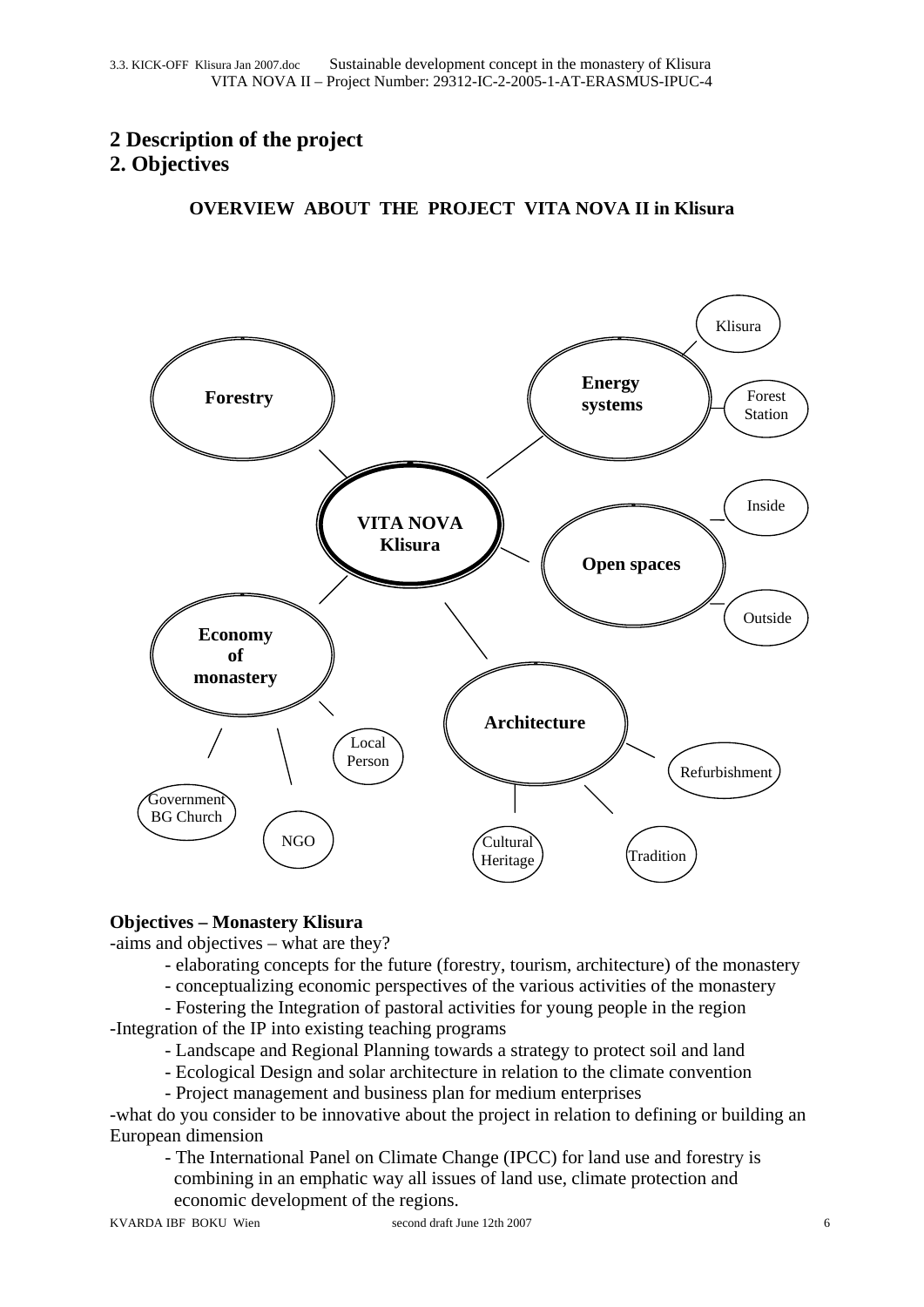## 2 Description of the project
## 2. Objectives

**OVERVIEW ABOUT THE PROJECT VITA NOVA II in Klisura**

**VITA NOVA Klisura**

**Forestry**

**Energy systems**
- Klisura
- Forest Station

**Open spaces**
- Inside
- Outside

**Economy of monastery**
- Local Person
- NGO
- Government BG Church

**Architecture**
- Refurbishment
- Tradition
- Cultural Heritage

**Objectives – Monastery Klisura**

-aims and objectives – what are they?

- elaborating concepts for the future (forestry, tourism, architecture) of the monastery
- conceptualizing economic perspectives of the various activities of the monastery
- Fostering the Integration of pastoral activities for young people in the region

-Integration of the IP into existing teaching programs

- Landscape and Regional Planning towards a strategy to protect soil and land
- Ecological Design and solar architecture in relation to the climate convention
- Project management and business plan for medium enterprises

-what do you consider to be innovative about the project in relation to defining or building an European dimension

- The International Panel on Climate Change (IPCC) for land use and forestry is combining in an emphatic way all issues of land use, climate protection and economic development of the regions.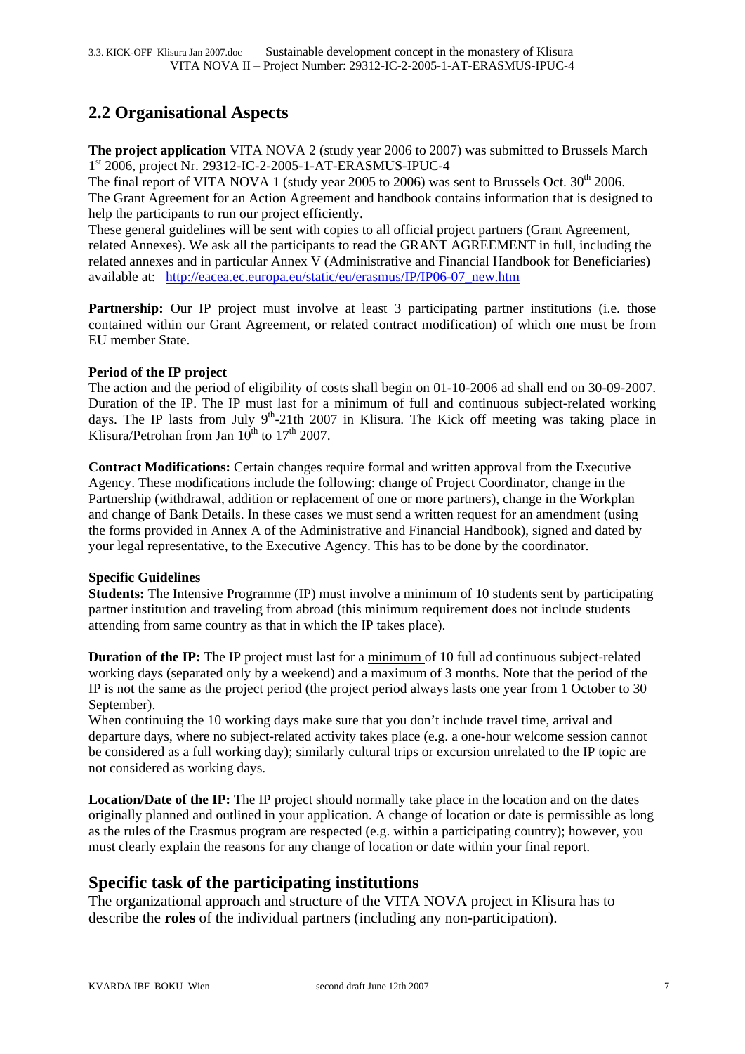## 2.2 Organisational Aspects

**The project application** VITA NOVA 2 (study year 2006 to 2007) was submitted to Brussels March 1st 2006, project Nr. 29312-IC-2-2005-1-AT-ERASMUS-IPUC-4

The final report of VITA NOVA 1 (study year 2005 to 2006) was sent to Brussels Oct. 30th 2006.

The Grant Agreement for an Action Agreement and handbook contains information that is designed to help the participants to run our project efficiently.

These general guidelines will be sent with copies to all official project partners (Grant Agreement, related Annexes). We ask all the participants to read the GRANT AGREEMENT in full, including the related annexes and in particular Annex V (Administrative and Financial Handbook for Beneficiaries) available at: http://eacea.ec.europa.eu/static/eu/erasmus/IP/IP06-07_new.htm

**Partnership:** Our IP project must involve at least 3 participating partner institutions (i.e. those contained within our Grant Agreement, or related contract modification) of which one must be from EU member State.

**Period of the IP project**

The action and the period of eligibility of costs shall begin on 01-10-2006 ad shall end on 30-09-2007. Duration of the IP. The IP must last for a minimum of full and continuous subject-related working days. The IP lasts from July 9th-21th 2007 in Klisura. The Kick off meeting was taking place in Klisura/Petrohan from Jan 10th to 17th 2007.

**Contract Modifications:** Certain changes require formal and written approval from the Executive Agency. These modifications include the following: change of Project Coordinator, change in the Partnership (withdrawal, addition or replacement of one or more partners), change in the Workplan and change of Bank Details. In these cases we must send a written request for an amendment (using the forms provided in Annex A of the Administrative and Financial Handbook), signed and dated by your legal representative, to the Executive Agency. This has to be done by the coordinator.

**Specific Guidelines**

**Students:** The Intensive Programme (IP) must involve a minimum of 10 students sent by participating partner institution and traveling from abroad (this minimum requirement does not include students attending from same country as that in which the IP takes place).

**Duration of the IP:** The IP project must last for a minimum of 10 full ad continuous subject-related working days (separated only by a weekend) and a maximum of 3 months. Note that the project period of the IP is not the same as the project period (the project period always lasts one year from 1 October to 30 September).

When continuing the 10 working days make sure that you don't include travel time, arrival and departure days, where no subject-related activity takes place (e.g. a one-hour welcome session cannot be considered as a full working day); similarly cultural trips or excursion unrelated to the IP topic are not considered as working days.

**Location/Date of the IP:** The IP project should normally take place in the location and on the dates originally planned and outlined in your application. A change of location or date is permissible as long as the rules of the Erasmus program are respected (e.g. within a participating country); however, you must clearly explain the reasons for any change of location or date within your final report.

## Specific task of the participating institutions

The organizational approach and structure of the VITA NOVA project in Klisura has to describe the **roles** of the individual partners (including any non-participation).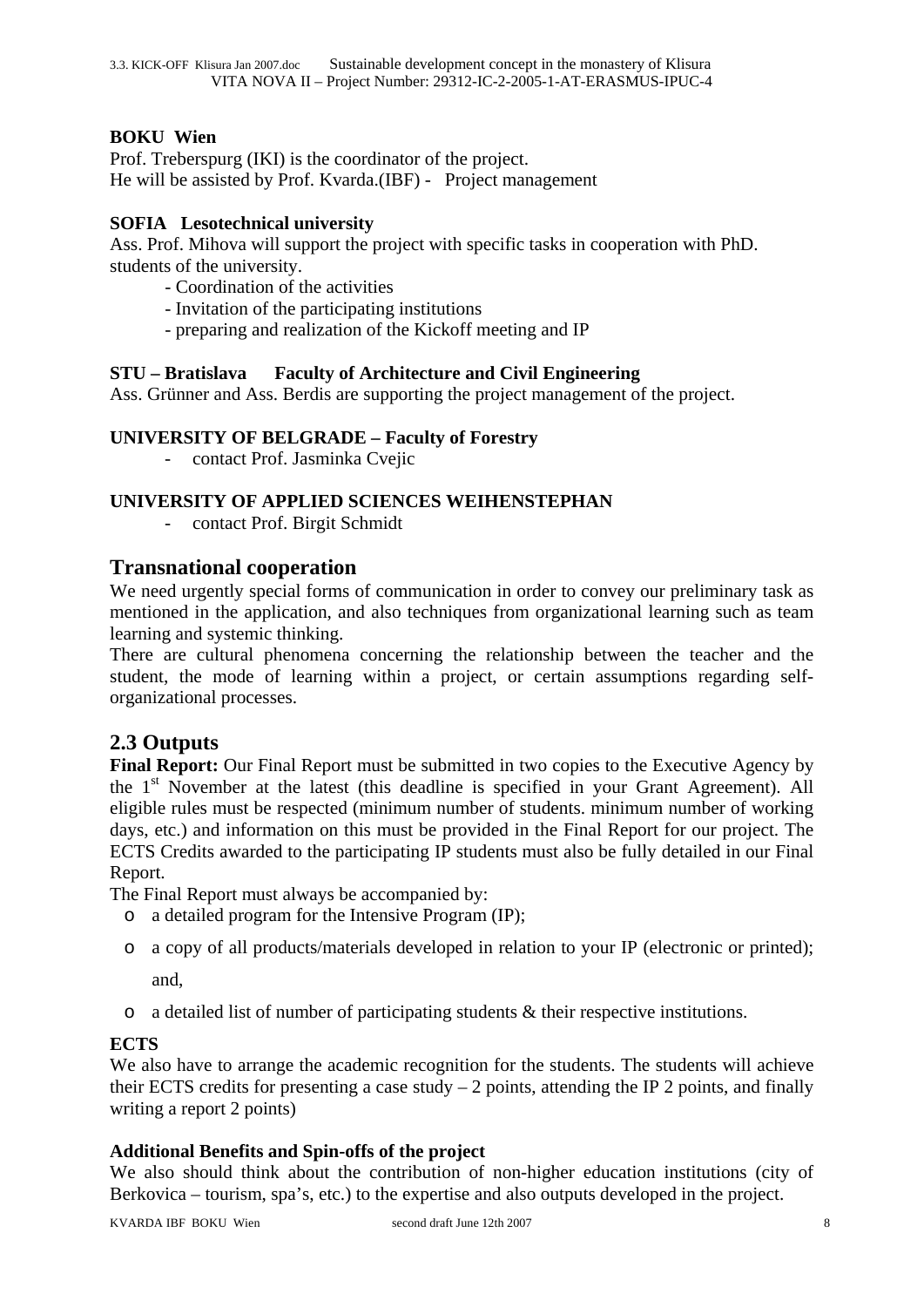**BOKU Wien**
Prof. Treberspurg (IKI) is the coordinator of the project.
He will be assisted by Prof. Kvarda.(IBF) - Project management

**SOFIA Lesotechnical university**
Ass. Prof. Mihova will support the project with specific tasks in cooperation with PhD. students of the university.

- Coordination of the activities
- Invitation of the participating institutions
- preparing and realization of the Kickoff meeting and IP

**STU – Bratislava Faculty of Architecture and Civil Engineering**
Ass. Grünner and Ass. Berdis are supporting the project management of the project.

**UNIVERSITY OF BELGRADE – Faculty of Forestry**

- contact Prof. Jasminka Cvejic

**UNIVERSITY OF APPLIED SCIENCES WEIHENSTEPHAN**

- contact Prof. Birgit Schmidt

## Transnational cooperation

We need urgently special forms of communication in order to convey our preliminary task as mentioned in the application, and also techniques from organizational learning such as team learning and systemic thinking.
There are cultural phenomena concerning the relationship between the teacher and the student, the mode of learning within a project, or certain assumptions regarding self-organizational processes.

## 2.3 Outputs

**Final Report:** Our Final Report must be submitted in two copies to the Executive Agency by the 1st November at the latest (this deadline is specified in your Grant Agreement). All eligible rules must be respected (minimum number of students. minimum number of working days, etc.) and information on this must be provided in the Final Report for our project. The ECTS Credits awarded to the participating IP students must also be fully detailed in our Final Report.
The Final Report must always be accompanied by:

- a detailed program for the Intensive Program (IP);
- a copy of all products/materials developed in relation to your IP (electronic or printed); and,
- a detailed list of number of participating students & their respective institutions.

**ECTS**
We also have to arrange the academic recognition for the students. The students will achieve their ECTS credits for presenting a case study – 2 points, attending the IP 2 points, and finally writing a report 2 points)

**Additional Benefits and Spin-offs of the project**
We also should think about the contribution of non-higher education institutions (city of Berkovica – tourism, spa's, etc.) to the expertise and also outputs developed in the project.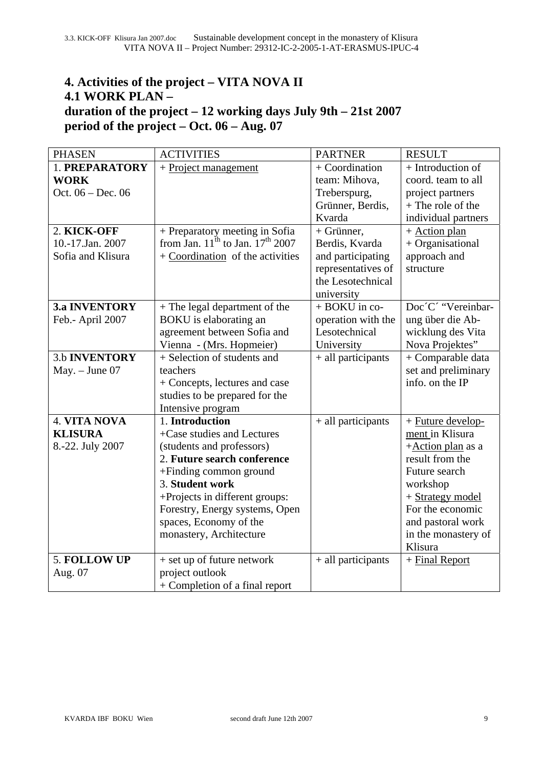# 4. Activities of the project – VITA NOVA II

## 4.1 WORK PLAN – duration of the project – 12 working days July 9th – 21st 2007 period of the project – Oct. 06 – Aug. 07

| PHASEN | ACTIVITIES | PARTNER | RESULT |
|---|---|---|---|
| 1. **PREPARATORY WORK** Oct. 06 – Dec. 06 | + Project management | + Coordination team: Mihova, Treberspurg, Grünner, Berdis, Kvarda | + Introduction of coord. team to all project partners + The role of the individual partners |
| 2. **KICK-OFF** 10.-17.Jan. 2007 Sofia and Klisura | + Preparatory meeting in Sofia from Jan. 11th to Jan. 17th 2007 + Coordination of the activities | + Grünner, Berdis, Kvarda and participating representatives of the Lesotechnical university | + Action plan + Organisational approach and structure |
| **3.a INVENTORY** Feb.- April 2007 | + The legal department of the BOKU is elaborating an agreement between Sofia and Vienna - (Mrs. Hopmeier) | + BOKU in co-operation with the Lesotechnical University | Doc´C´ "Vereinbar-ung über die Ab-wicklung des Vita Nova Projektes" |
| 3.b **INVENTORY** May. – June 07 | + Selection of students and teachers + Concepts, lectures and case studies to be prepared for the Intensive program | + all participants | + Comparable data set and preliminary info. on the IP |
| 4. **VITA NOVA KLISURA** 8.-22. July 2007 | 1. **Introduction** +Case studies and Lectures (students and professors) 2. **Future search conference** +Finding common ground 3. **Student work** +Projects in different groups: Forestry, Energy systems, Open spaces, Economy of the monastery, Architecture | + all participants | + Future develop-ment in Klisura +Action plan as a result from the Future search workshop + Strategy model For the economic and pastoral work in the monastery of Klisura |
| 5. **FOLLOW UP** Aug. 07 | + set up of future network project outlook + Completion of a final report | + all participants | + Final Report |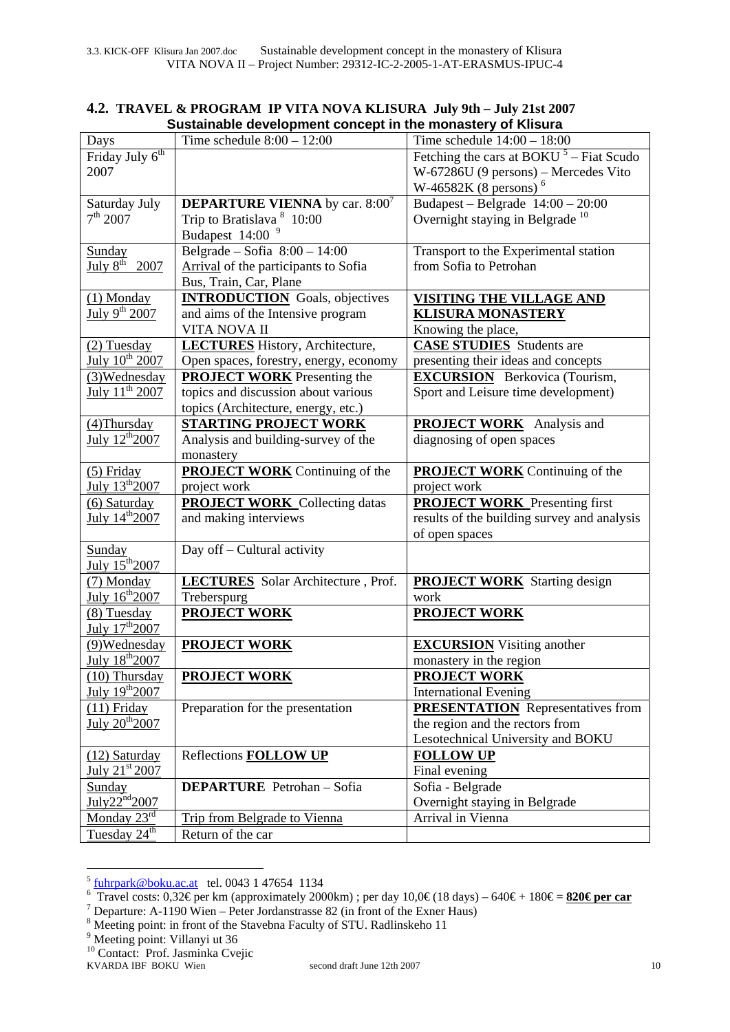### 4.2. TRAVEL & PROGRAM IP VITA NOVA KLISURA July 9th – July 21st 2007

**Sustainable development concept in the monastery of Klisura**

| Days | Time schedule 8:00 – 12:00 | Time schedule 14:00 – 18:00 |
|---|---|---|
| Friday July 6th 2007 | | Fetching the cars at BOKU [5] – Fiat Scudo W-67286U (9 persons) – Mercedes Vito W-46582K (8 persons) [6] |
| Saturday July 7th 2007 | **DEPARTURE VIENNA** by car. 8:00[7] Trip to Bratislava [8] 10:00 Budapest 14:00 [9] | Budapest – Belgrade 14:00 – 20:00 Overnight staying in Belgrade [10] |
| Sunday July 8th 2007 | Belgrade – Sofia 8:00 – 14:00 Arrival of the participants to Sofia Bus, Train, Car, Plane | Transport to the Experimental station from Sofia to Petrohan |
| (1) Monday July 9th 2007 | **INTRODUCTION** Goals, objectives and aims of the Intensive program VITA NOVA II | **VISITING THE VILLAGE AND KLISURA MONASTERY** Knowing the place, |
| (2) Tuesday July 10th 2007 | **LECTURES** History, Architecture, Open spaces, forestry, energy, economy | **CASE STUDIES** Students are presenting their ideas and concepts |
| (3)Wednesday July 11th 2007 | **PROJECT WORK** Presenting the topics and discussion about various topics (Architecture, energy, etc.) | **EXCURSION** Berkovica (Tourism, Sport and Leisure time development) |
| (4)Thursday July 12th2007 | **STARTING PROJECT WORK** Analysis and building-survey of the monastery | **PROJECT WORK** Analysis and diagnosing of open spaces |
| (5) Friday July 13th2007 | **PROJECT WORK** Continuing of the project work | **PROJECT WORK** Continuing of the project work |
| (6) Saturday July 14th2007 | **PROJECT WORK** Collecting datas and making interviews | **PROJECT WORK** Presenting first results of the building survey and analysis of open spaces |
| Sunday July 15th2007 | Day off – Cultural activity | |
| (7) Monday July 16th2007 | **LECTURES** Solar Architecture , Prof. Treberspurg | **PROJECT WORK** Starting design work |
| (8) Tuesday July 17th2007 | **PROJECT WORK** | **PROJECT WORK** |
| (9)Wednesday July 18th2007 | **PROJECT WORK** | **EXCURSION** Visiting another monastery in the region |
| (10) Thursday July 19th2007 | **PROJECT WORK** | **PROJECT WORK** International Evening |
| (11) Friday July 20th2007 | Preparation for the presentation | **PRESENTATION** Representatives from the region and the rectors from Lesotechnical University and BOKU |
| (12) Saturday July 21st 2007 | Reflections **FOLLOW UP** | **FOLLOW UP** Final evening |
| Sunday July22nd2007 | **DEPARTURE** Petrohan – Sofia | Sofia - Belgrade Overnight staying in Belgrade |
| Monday 23rd | Trip from Belgrade to Vienna | Arrival in Vienna |
| Tuesday 24th | Return of the car | |

[5] fuhrpark@boku.ac.at tel. 0043 1 47654 1134

[6] Travel costs: 0,32€ per km (approximately 2000km) ; per day 10,0€ (18 days) – 640€ + 180€ = **820€ per car**

[7] Departure: A-1190 Wien – Peter Jordanstrasse 82 (in front of the Exner Haus)

[8] Meeting point: in front of the Stavebna Faculty of STU. Radlinskeho 11

[9] Meeting point: Villanyi ut 36

[10] Contact: Prof. Jasminka Cvejic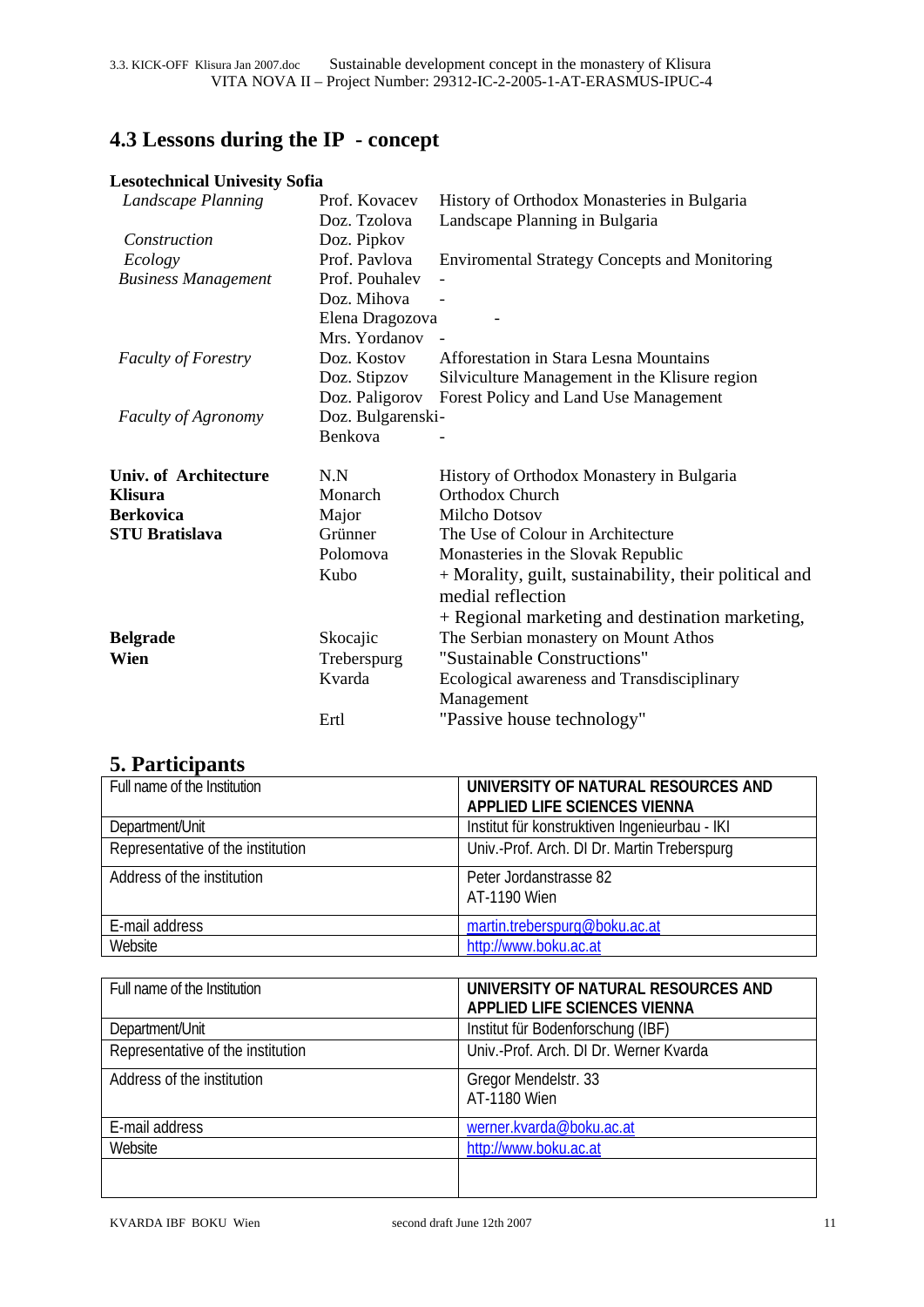## 4.3 Lessons during the IP - concept

| **Lesotechnical Univesity Sofia** | | |
|---|---|---|
| *Landscape Planning* | Prof. Kovacev | History of Orthodox Monasteries in Bulgaria |
| | Doz. Tzolova | Landscape Planning in Bulgaria |
| *Construction* | Doz. Pipkov | |
| *Ecology* | Prof. Pavlova | Enviromental Strategy Concepts and Monitoring |
| *Business Management* | Prof. Pouhalev | - |
| | Doz. Mihova | - |
| | Elena Dragozova | - |
| | Mrs. Yordanov | - |
| *Faculty of Forestry* | Doz. Kostov | Afforestation in Stara Lesna Mountains |
| | Doz. Stipzov | Silviculture Management in the Klisure region |
| | Doz. Paligorov | Forest Policy and Land Use Management |
| *Faculty of Agronomy* | Doz. Bulgarenski-Benkova | - |
| **Univ. of Architecture** | N.N | History of Orthodox Monastery in Bulgaria |
| **Klisura** | Monarch | Orthodox Church |
| **Berkovica** | Major | Milcho Dotsov |
| **STU Bratislava** | Grünner | The Use of Colour in Architecture |
| | Polomova | Monasteries in the Slovak Republic |
| | Kubo | + Morality, guilt, sustainability, their political and medial reflection<br>+ Regional marketing and destination marketing, |
| **Belgrade** | Skocajic | The Serbian monastery on Mount Athos |
| **Wien** | Treberspurg | "Sustainable Constructions" |
| | Kvarda | Ecological awareness and Transdisciplinary Management |
| | Ertl | "Passive house technology" |

## 5. Participants

| Full name of the Institution | **UNIVERSITY OF NATURAL RESOURCES AND APPLIED LIFE SCIENCES VIENNA** |
|---|---|
| Department/Unit | Institut für konstruktiven Ingenieurbau - IKI |
| Representative of the institution | Univ.-Prof. Arch. DI Dr. Martin Treberspurg |
| Address of the institution | Peter Jordanstrasse 82<br>AT-1190 Wien |
| E-mail address | martin.treberspurg@boku.ac.at |
| Website | http://www.boku.ac.at |

| Full name of the Institution | **UNIVERSITY OF NATURAL RESOURCES AND APPLIED LIFE SCIENCES VIENNA** |
|---|---|
| Department/Unit | Institut für Bodenforschung (IBF) |
| Representative of the institution | Univ.-Prof. Arch. DI Dr. Werner Kvarda |
| Address of the institution | Gregor Mendelstr. 33<br>AT-1180 Wien |
| E-mail address | werner.kvarda@boku.ac.at |
| Website | http://www.boku.ac.at |
| | |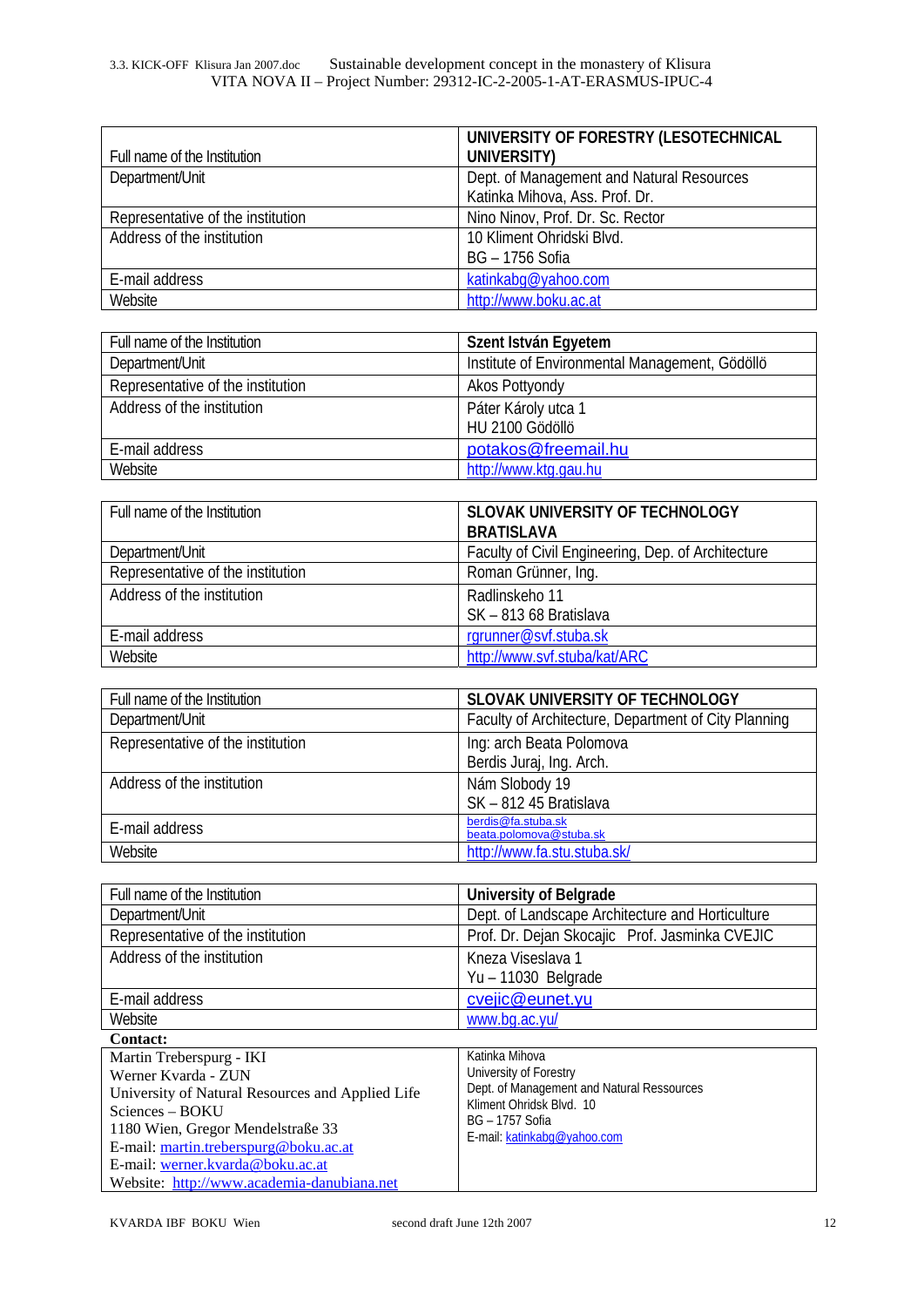| | |
|---|---|
| Full name of the Institution | **UNIVERSITY OF FORESTRY (LESOTECHNICAL UNIVERSITY)** |
| Department/Unit | Dept. of Management and Natural Resources<br>Katinka Mihova, Ass. Prof. Dr. |
| Representative of the institution | Nino Ninov, Prof. Dr. Sc. Rector |
| Address of the institution | 10 Kliment Ohridski Blvd.<br>BG – 1756 Sofia |
| E-mail address | katinkabg@yahoo.com |
| Website | http://www.boku.ac.at |

| | |
|---|---|
| Full name of the Institution | **Szent István Egyetem** |
| Department/Unit | Institute of Environmental Management, Gödöllö |
| Representative of the institution | Akos Pottyondy |
| Address of the institution | Páter Károly utca 1<br>HU 2100 Gödöllö |
| E-mail address | potakos@freemail.hu |
| Website | http://www.ktg.gau.hu |

| | |
|---|---|
| Full name of the Institution | **SLOVAK UNIVERSITY OF TECHNOLOGY BRATISLAVA** |
| Department/Unit | Faculty of Civil Engineering, Dep. of Architecture |
| Representative of the institution | Roman Grünner, Ing. |
| Address of the institution | Radlinskeho 11<br>SK – 813 68 Bratislava |
| E-mail address | rgrunner@svf.stuba.sk |
| Website | http://www.svf.stuba/kat/ARC |

| | |
|---|---|
| Full name of the Institution | **SLOVAK UNIVERSITY OF TECHNOLOGY** |
| Department/Unit | Faculty of Architecture, Department of City Planning |
| Representative of the institution | Ing: arch Beata Polomova<br>Berdis Juraj, Ing. Arch. |
| Address of the institution | Nám Slobody 19<br>SK – 812 45 Bratislava |
| E-mail address | berdis@fa.stuba.sk<br>beata.polomova@stuba.sk |
| Website | http://www.fa.stu.stuba.sk/ |

| | |
|---|---|
| Full name of the Institution | **University of Belgrade** |
| Department/Unit | Dept. of Landscape Architecture and Horticulture |
| Representative of the institution | Prof. Dr. Dejan Skocajic Prof. Jasminka CVEJIC |
| Address of the institution | Kneza Viseslava 1<br>Yu – 11030 Belgrade |
| E-mail address | cvejic@eunet.yu |
| Website | www.bg.ac.yu/ |

**Contact:**

| | |
|---|---|
| Martin Treberspurg - IKI<br>Werner Kvarda - ZUN<br>University of Natural Resources and Applied Life Sciences – BOKU<br>1180 Wien, Gregor Mendelstraße 33<br>E-mail: martin.treberspurg@boku.ac.at<br>E-mail: werner.kvarda@boku.ac.at<br>Website: http://www.academia-danubiana.net | Katinka Mihova<br>University of Forestry<br>Dept. of Management and Natural Ressources<br>Kliment Ohridsk Blvd. 10<br>BG – 1757 Sofia<br>E-mail: katinkabg@yahoo.com |